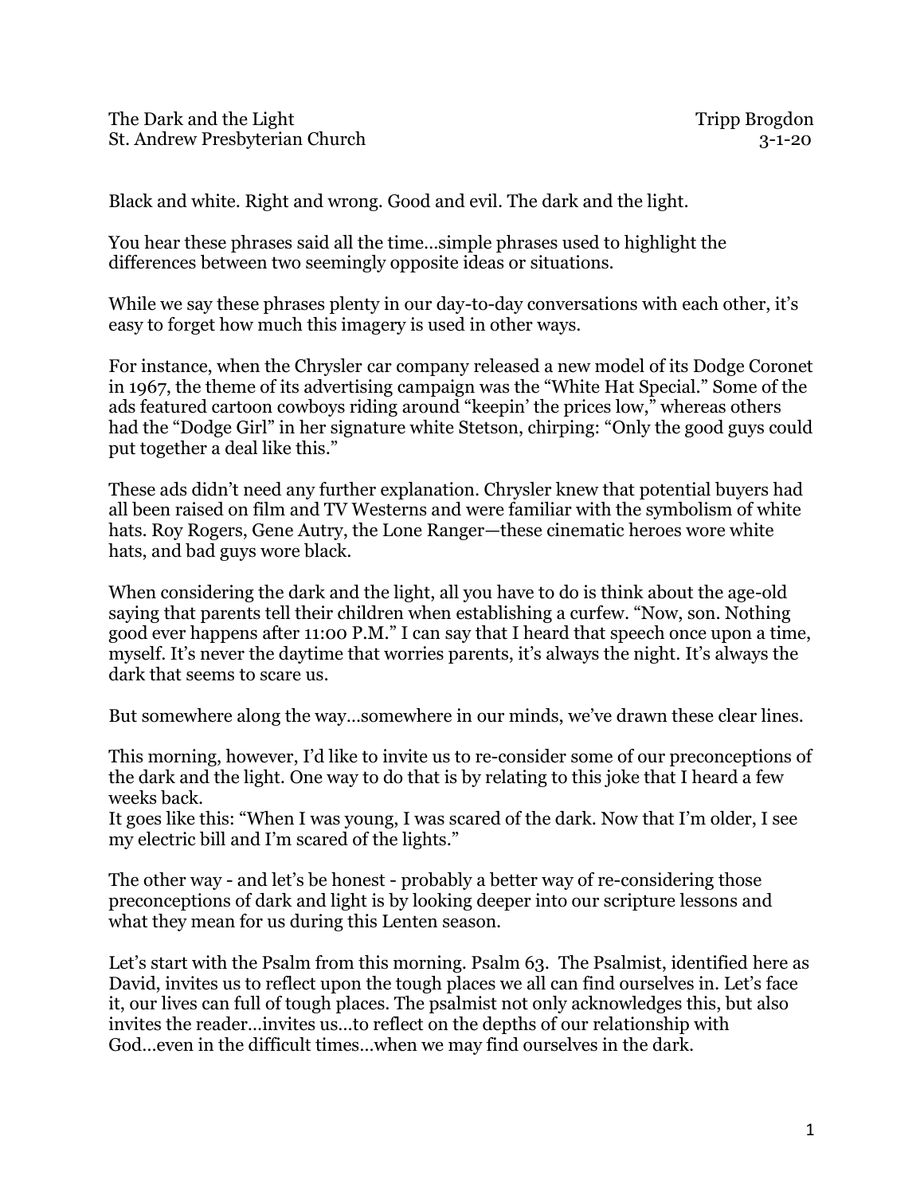The Dark and the Light  
St. Andrew Presbyterian Church

Tripp Brogdon  
3-1-20

Black and white. Right and wrong. Good and evil. The dark and the light.

You hear these phrases said all the time…simple phrases used to highlight the differences between two seemingly opposite ideas or situations.

While we say these phrases plenty in our day-to-day conversations with each other, it's easy to forget how much this imagery is used in other ways.

For instance, when the Chrysler car company released a new model of its Dodge Coronet in 1967, the theme of its advertising campaign was the "White Hat Special." Some of the ads featured cartoon cowboys riding around "keepin' the prices low," whereas others had the "Dodge Girl" in her signature white Stetson, chirping: "Only the good guys could put together a deal like this."

These ads didn't need any further explanation. Chrysler knew that potential buyers had all been raised on film and TV Westerns and were familiar with the symbolism of white hats. Roy Rogers, Gene Autry, the Lone Ranger—these cinematic heroes wore white hats, and bad guys wore black.

When considering the dark and the light, all you have to do is think about the age-old saying that parents tell their children when establishing a curfew. "Now, son. Nothing good ever happens after 11:00 P.M." I can say that I heard that speech once upon a time, myself. It's never the daytime that worries parents, it's always the night. It's always the dark that seems to scare us.

But somewhere along the way…somewhere in our minds, we've drawn these clear lines.

This morning, however, I'd like to invite us to re-consider some of our preconceptions of the dark and the light. One way to do that is by relating to this joke that I heard a few weeks back.  
It goes like this: "When I was young, I was scared of the dark. Now that I'm older, I see my electric bill and I'm scared of the lights."

The other way - and let's be honest - probably a better way of re-considering those preconceptions of dark and light is by looking deeper into our scripture lessons and what they mean for us during this Lenten season.

Let's start with the Psalm from this morning. Psalm 63. The Psalmist, identified here as David, invites us to reflect upon the tough places we all can find ourselves in. Let's face it, our lives can full of tough places. The psalmist not only acknowledges this, but also invites the reader…invites us…to reflect on the depths of our relationship with God…even in the difficult times…when we may find ourselves in the dark.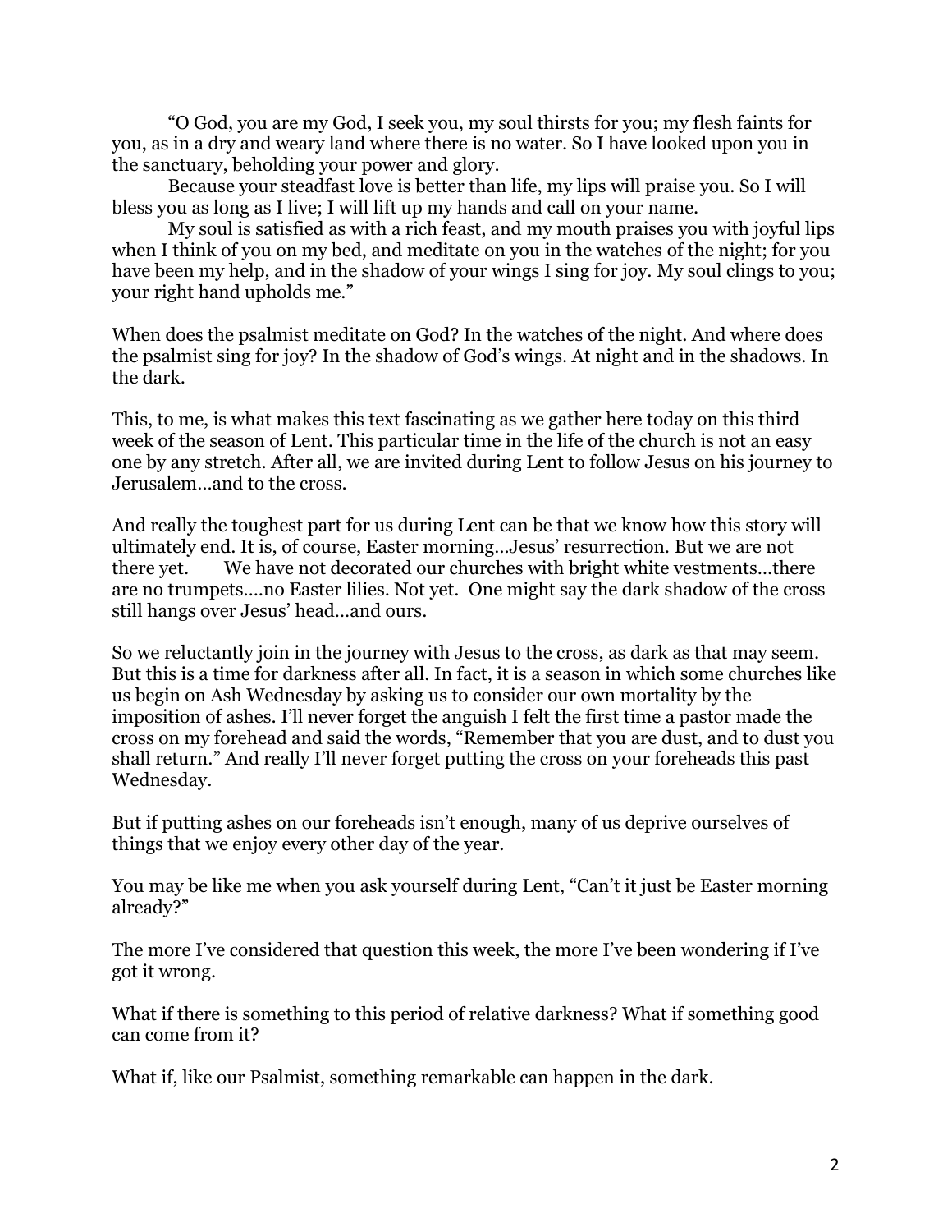"O God, you are my God, I seek you, my soul thirsts for you; my flesh faints for you, as in a dry and weary land where there is no water. So I have looked upon you in the sanctuary, beholding your power and glory.

Because your steadfast love is better than life, my lips will praise you. So I will bless you as long as I live; I will lift up my hands and call on your name.

My soul is satisfied as with a rich feast, and my mouth praises you with joyful lips when I think of you on my bed, and meditate on you in the watches of the night; for you have been my help, and in the shadow of your wings I sing for joy. My soul clings to you; your right hand upholds me."

When does the psalmist meditate on God? In the watches of the night. And where does the psalmist sing for joy? In the shadow of God's wings. At night and in the shadows. In the dark.

This, to me, is what makes this text fascinating as we gather here today on this third week of the season of Lent. This particular time in the life of the church is not an easy one by any stretch. After all, we are invited during Lent to follow Jesus on his journey to Jerusalem…and to the cross.

And really the toughest part for us during Lent can be that we know how this story will ultimately end. It is, of course, Easter morning…Jesus' resurrection. But we are not there yet. We have not decorated our churches with bright white vestments…there are no trumpets….no Easter lilies. Not yet. One might say the dark shadow of the cross still hangs over Jesus' head…and ours.

So we reluctantly join in the journey with Jesus to the cross, as dark as that may seem. But this is a time for darkness after all. In fact, it is a season in which some churches like us begin on Ash Wednesday by asking us to consider our own mortality by the imposition of ashes. I'll never forget the anguish I felt the first time a pastor made the cross on my forehead and said the words, "Remember that you are dust, and to dust you shall return." And really I'll never forget putting the cross on your foreheads this past Wednesday.

But if putting ashes on our foreheads isn't enough, many of us deprive ourselves of things that we enjoy every other day of the year.

You may be like me when you ask yourself during Lent, "Can't it just be Easter morning already?"

The more I've considered that question this week, the more I've been wondering if I've got it wrong.

What if there is something to this period of relative darkness? What if something good can come from it?

What if, like our Psalmist, something remarkable can happen in the dark.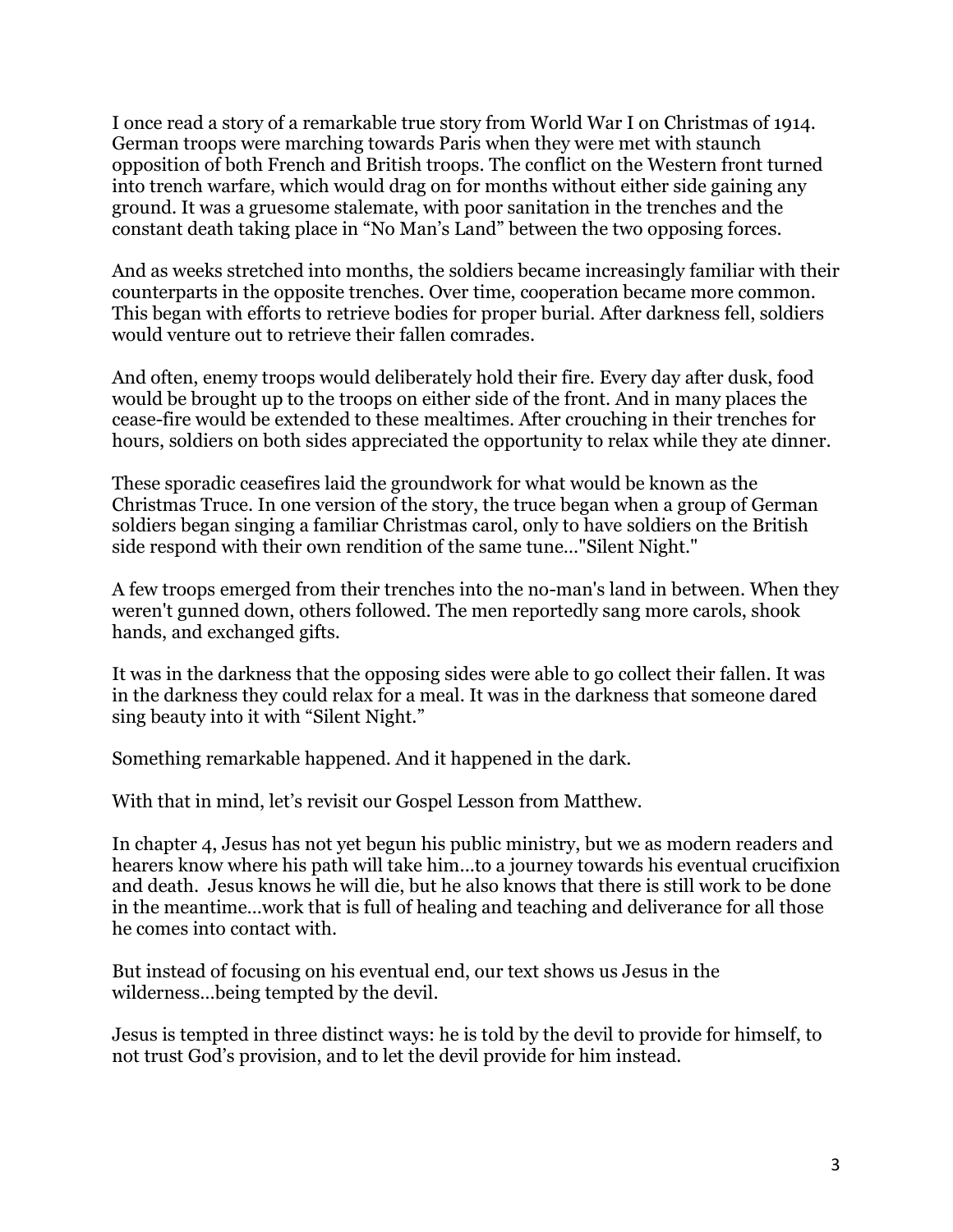I once read a story of a remarkable true story from World War I on Christmas of 1914. German troops were marching towards Paris when they were met with staunch opposition of both French and British troops. The conflict on the Western front turned into trench warfare, which would drag on for months without either side gaining any ground. It was a gruesome stalemate, with poor sanitation in the trenches and the constant death taking place in "No Man's Land" between the two opposing forces.

And as weeks stretched into months, the soldiers became increasingly familiar with their counterparts in the opposite trenches. Over time, cooperation became more common. This began with efforts to retrieve bodies for proper burial. After darkness fell, soldiers would venture out to retrieve their fallen comrades.

And often, enemy troops would deliberately hold their fire. Every day after dusk, food would be brought up to the troops on either side of the front. And in many places the cease-fire would be extended to these mealtimes. After crouching in their trenches for hours, soldiers on both sides appreciated the opportunity to relax while they ate dinner.

These sporadic ceasefires laid the groundwork for what would be known as the Christmas Truce. In one version of the story, the truce began when a group of German soldiers began singing a familiar Christmas carol, only to have soldiers on the British side respond with their own rendition of the same tune…"Silent Night."

A few troops emerged from their trenches into the no-man's land in between. When they weren't gunned down, others followed. The men reportedly sang more carols, shook hands, and exchanged gifts.

It was in the darkness that the opposing sides were able to go collect their fallen. It was in the darkness they could relax for a meal. It was in the darkness that someone dared sing beauty into it with "Silent Night."

Something remarkable happened. And it happened in the dark.

With that in mind, let's revisit our Gospel Lesson from Matthew.

In chapter 4, Jesus has not yet begun his public ministry, but we as modern readers and hearers know where his path will take him…to a journey towards his eventual crucifixion and death. Jesus knows he will die, but he also knows that there is still work to be done in the meantime…work that is full of healing and teaching and deliverance for all those he comes into contact with.

But instead of focusing on his eventual end, our text shows us Jesus in the wilderness…being tempted by the devil.

Jesus is tempted in three distinct ways: he is told by the devil to provide for himself, to not trust God's provision, and to let the devil provide for him instead.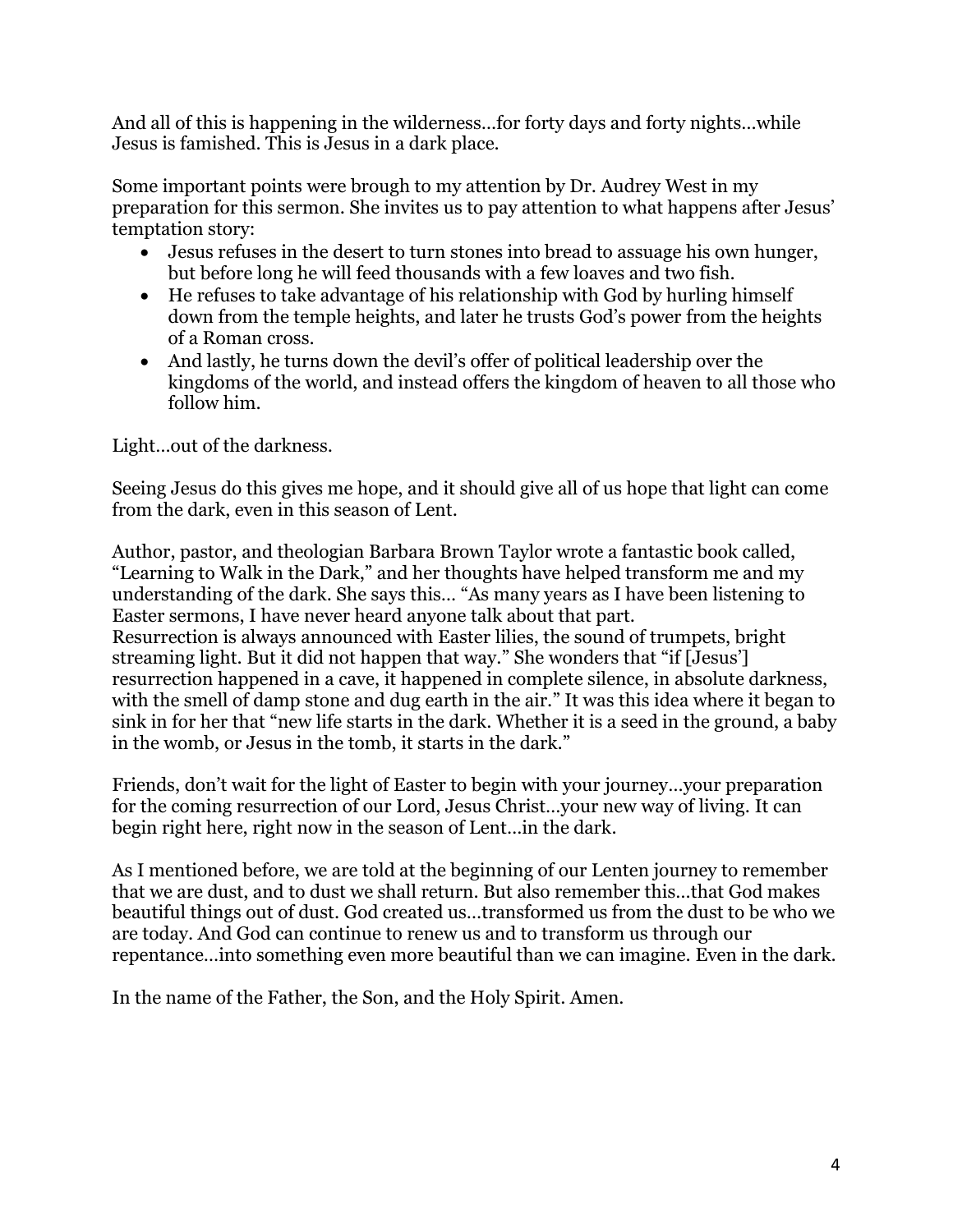And all of this is happening in the wilderness…for forty days and forty nights…while Jesus is famished. This is Jesus in a dark place.

Some important points were brough to my attention by Dr. Audrey West in my preparation for this sermon. She invites us to pay attention to what happens after Jesus' temptation story:

- Jesus refuses in the desert to turn stones into bread to assuage his own hunger, but before long he will feed thousands with a few loaves and two fish.
- He refuses to take advantage of his relationship with God by hurling himself down from the temple heights, and later he trusts God's power from the heights of a Roman cross.
- And lastly, he turns down the devil's offer of political leadership over the kingdoms of the world, and instead offers the kingdom of heaven to all those who follow him.

Light…out of the darkness.

Seeing Jesus do this gives me hope, and it should give all of us hope that light can come from the dark, even in this season of Lent.

Author, pastor, and theologian Barbara Brown Taylor wrote a fantastic book called, "Learning to Walk in the Dark," and her thoughts have helped transform me and my understanding of the dark. She says this… "As many years as I have been listening to Easter sermons, I have never heard anyone talk about that part.
Resurrection is always announced with Easter lilies, the sound of trumpets, bright streaming light. But it did not happen that way." She wonders that "if [Jesus'] resurrection happened in a cave, it happened in complete silence, in absolute darkness, with the smell of damp stone and dug earth in the air." It was this idea where it began to sink in for her that "new life starts in the dark. Whether it is a seed in the ground, a baby in the womb, or Jesus in the tomb, it starts in the dark."

Friends, don't wait for the light of Easter to begin with your journey…your preparation for the coming resurrection of our Lord, Jesus Christ…your new way of living. It can begin right here, right now in the season of Lent…in the dark.

As I mentioned before, we are told at the beginning of our Lenten journey to remember that we are dust, and to dust we shall return. But also remember this…that God makes beautiful things out of dust. God created us…transformed us from the dust to be who we are today. And God can continue to renew us and to transform us through our repentance…into something even more beautiful than we can imagine. Even in the dark.

In the name of the Father, the Son, and the Holy Spirit. Amen.